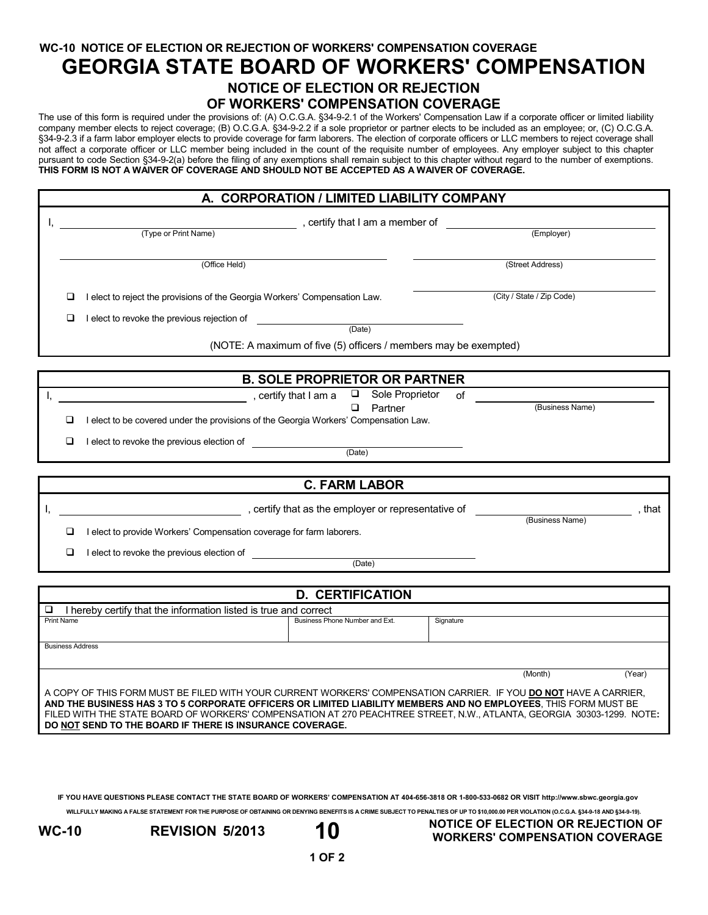WC-10 NOTICE OF ELECTION OR REJECTION OF WORKERS' COMPENSATION COVERAGE

# GEORGIA STATE BOARD OF WORKERS' COMPENSATION

## NOTICE OF ELECTION OR REJECTION OF WORKERS' COMPENSATION COVERAGE

The use of this form is required under the provisions of: (A) O.C.G.A. §34-9-2.1 of the Workers' Compensation Law if a corporate officer or limited liability company member elects to reject coverage; (B) O.C.G.A. §34-9-2.2 if a sole proprietor or partner elects to be included as an employee; or, (C) O.C.G.A. §34-9-2.3 if a farm labor employer elects to provide coverage for farm laborers. The election of corporate officers or LLC members to reject coverage shall not affect a corporate officer or LLC member being included in the count of the requisite number of employees. Any employer subject to this chapter pursuant to code Section §34-9-2(a) before the filing of any exemptions shall remain subject to this chapter without regard to the number of exemptions. **THIS FORM IS NOT A WAIVER OF COVERAGE AND SHOULD NOT BE ACCEPTED AS A WAIVER OF COVERAGE.**

### A. CORPORATION / LIMITED LIABILITY COMPANY

I, ______________________ (Type or Print Name), certify that I am a member of ______________________ (Employer)

______________________ (Office Held) ______________________ (Street Address)

______________________ (City / State / Zip Code)

- ☐ I elect to reject the provisions of the Georgia Workers' Compensation Law.
- ☐ I elect to revoke the previous rejection of ______________________ (Date)

(NOTE: A maximum of five (5) officers / members may be exempted)

### B. SOLE PROPRIETOR OR PARTNER

I, ______________________, certify that I am a ☐ Sole Proprietor ☐ Partner of ______________________ (Business Name)

- ☐ I elect to be covered under the provisions of the Georgia Workers' Compensation Law.
- ☐ I elect to revoke the previous election of ______________________ (Date)

### C. FARM LABOR

I, ______________________, certify that as the employer or representative of ______________________ (Business Name), that

- ☐ I elect to provide Workers' Compensation coverage for farm laborers.
- ☐ I elect to revoke the previous election of ______________________ (Date)

### D. CERTIFICATION

☐ I hereby certify that the information listed is true and correct

| Print Name | Business Phone Number and Ext. | Signature |
|---|---|---|
| | | |

| Business Address | (Month) | (Year) |
|---|---|---|
| | | |

A COPY OF THIS FORM MUST BE FILED WITH YOUR CURRENT WORKERS' COMPENSATION CARRIER. IF YOU **DO NOT** HAVE A CARRIER, **AND THE BUSINESS HAS 3 TO 5 CORPORATE OFFICERS OR LIMITED LIABILITY MEMBERS AND NO EMPLOYEES**, THIS FORM MUST BE FILED WITH THE STATE BOARD OF WORKERS' COMPENSATION AT 270 PEACHTREE STREET, N.W., ATLANTA, GEORGIA 30303-1299. NOTE: **DO NOT SEND TO THE BOARD IF THERE IS INSURANCE COVERAGE.**

**IF YOU HAVE QUESTIONS PLEASE CONTACT THE STATE BOARD OF WORKERS' COMPENSATION AT 404-656-3818 OR 1-800-533-0682 OR VISIT http://www.sbwc.georgia.gov**

**WILLFULLY MAKING A FALSE STATEMENT FOR THE PURPOSE OF OBTAINING OR DENYING BENEFITS IS A CRIME SUBJECT TO PENALTIES OF UP TO $10,000.00 PER VIOLATION (O.C.G.A. §34-9-18 AND §34-9-19).**

**WC-10 REVISION 5/2013 10 NOTICE OF ELECTION OR REJECTION OF WORKERS' COMPENSATION COVERAGE**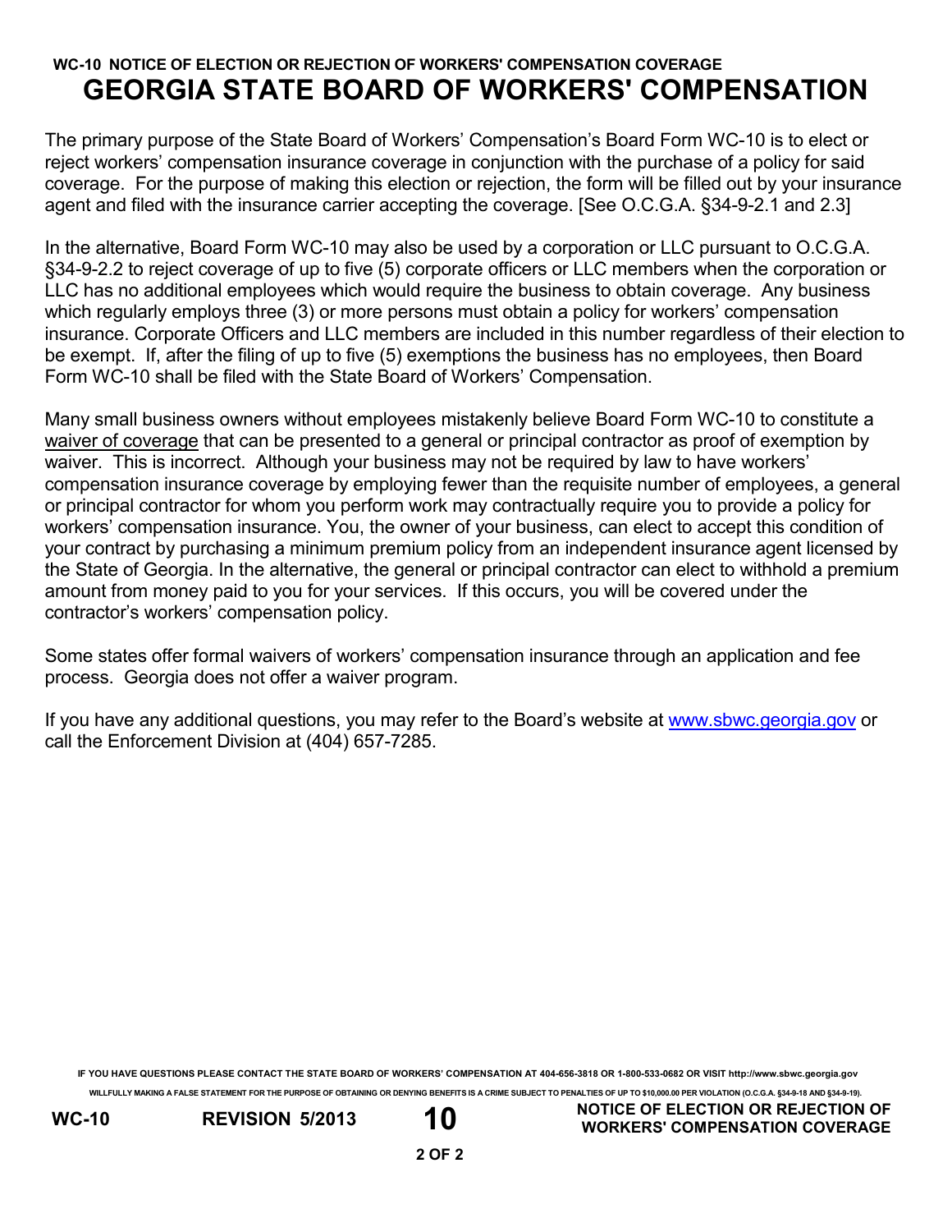WC-10 NOTICE OF ELECTION OR REJECTION OF WORKERS' COMPENSATION COVERAGE

# GEORGIA STATE BOARD OF WORKERS' COMPENSATION

The primary purpose of the State Board of Workers' Compensation's Board Form WC-10 is to elect or reject workers' compensation insurance coverage in conjunction with the purchase of a policy for said coverage. For the purpose of making this election or rejection, the form will be filled out by your insurance agent and filed with the insurance carrier accepting the coverage. [See O.C.G.A. §34-9-2.1 and 2.3]

In the alternative, Board Form WC-10 may also be used by a corporation or LLC pursuant to O.C.G.A. §34-9-2.2 to reject coverage of up to five (5) corporate officers or LLC members when the corporation or LLC has no additional employees which would require the business to obtain coverage. Any business which regularly employs three (3) or more persons must obtain a policy for workers' compensation insurance. Corporate Officers and LLC members are included in this number regardless of their election to be exempt. If, after the filing of up to five (5) exemptions the business has no employees, then Board Form WC-10 shall be filed with the State Board of Workers' Compensation.

Many small business owners without employees mistakenly believe Board Form WC-10 to constitute a waiver of coverage that can be presented to a general or principal contractor as proof of exemption by waiver. This is incorrect. Although your business may not be required by law to have workers' compensation insurance coverage by employing fewer than the requisite number of employees, a general or principal contractor for whom you perform work may contractually require you to provide a policy for workers' compensation insurance. You, the owner of your business, can elect to accept this condition of your contract by purchasing a minimum premium policy from an independent insurance agent licensed by the State of Georgia. In the alternative, the general or principal contractor can elect to withhold a premium amount from money paid to you for your services. If this occurs, you will be covered under the contractor's workers' compensation policy.

Some states offer formal waivers of workers' compensation insurance through an application and fee process. Georgia does not offer a waiver program.

If you have any additional questions, you may refer to the Board's website at www.sbwc.georgia.gov or call the Enforcement Division at (404) 657-7285.

IF YOU HAVE QUESTIONS PLEASE CONTACT THE STATE BOARD OF WORKERS' COMPENSATION AT 404-656-3818 OR 1-800-533-0682 OR VISIT http://www.sbwc.georgia.gov

WILLFULLY MAKING A FALSE STATEMENT FOR THE PURPOSE OF OBTAINING OR DENYING BENEFITS IS A CRIME SUBJECT TO PENALTIES OF UP TO $10,000.00 PER VIOLATION (O.C.G.A. §34-9-18 AND §34-9-19).

WC-10 REVISION 5/2013 **10** NOTICE OF ELECTION OR REJECTION OF WORKERS' COMPENSATION COVERAGE